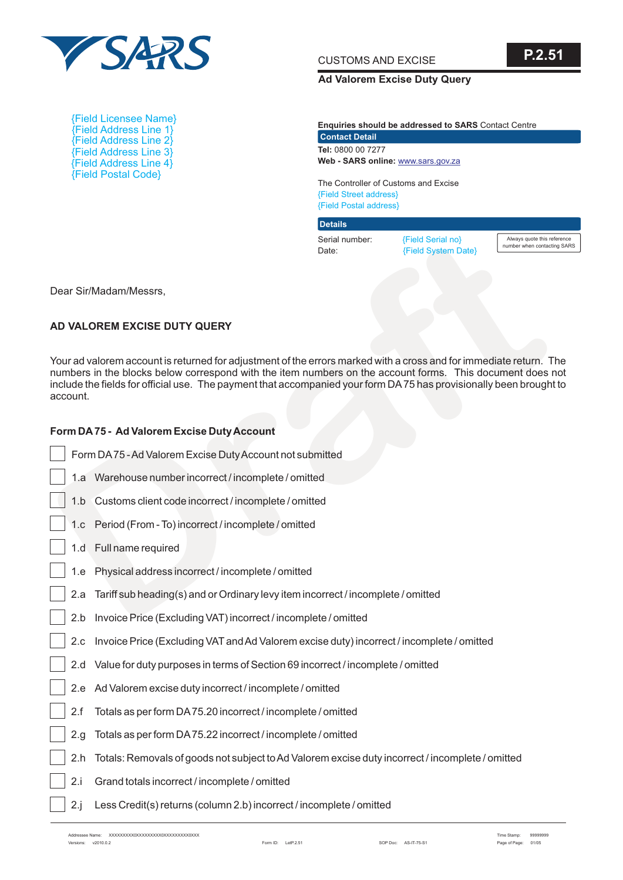SARS

CUSTOMS AND EXCISE

**P.2.51**

**Ad Valorem Excise Duty Query**

{Field Licensee Name}
{Field Address Line 1}
{Field Address Line 2}
{Field Address Line 3}
{Field Address Line 4}
{Field Postal Code}

**Enquiries should be addressed to SARS** Contact Centre

**Contact Detail**

**Tel:** 0800 00 7277
**Web - SARS online:** www.sars.gov.za

The Controller of Customs and Excise
{Field Street address}
{Field Postal address}

**Details**

| | | |
|---|---|---|
| Serial number: | {Field Serial no} | Always quote this reference number when contacting SARS |
| Date: | {Field System Date} | |

Dear Sir/Madam/Messrs,

**AD VALOREM EXCISE DUTY QUERY**

Your ad valorem account is returned for adjustment of the errors marked with a cross and for immediate return. The numbers in the blocks below correspond with the item numbers on the account forms. This document does not include the fields for official use. The payment that accompanied your form DA 75 has provisionally been brought to account.

**Form DA 75 - Ad Valorem Excise Duty Account**

- ☐ Form DA 75 - Ad Valorem Excise Duty Account not submitted
- ☐ 1.a Warehouse number incorrect / incomplete / omitted
- ☐ 1.b Customs client code incorrect / incomplete / omitted
- ☐ 1.c Period (From - To) incorrect / incomplete / omitted
- ☐ 1.d Full name required
- ☐ 1.e Physical address incorrect / incomplete / omitted
- ☐ 2.a Tariff sub heading(s) and or Ordinary levy item incorrect / incomplete / omitted
- ☐ 2.b Invoice Price (Excluding VAT) incorrect / incomplete / omitted
- ☐ 2.c Invoice Price (Excluding VAT and Ad Valorem excise duty) incorrect / incomplete / omitted
- ☐ 2.d Value for duty purposes in terms of Section 69 incorrect / incomplete / omitted
- ☐ 2.e Ad Valorem excise duty incorrect / incomplete / omitted
- ☐ 2.f Totals as per form DA 75.20 incorrect / incomplete / omitted
- ☐ 2.g Totals as per form DA 75.22 incorrect / incomplete / omitted
- ☐ 2.h Totals: Removals of goods not subject to Ad Valorem excise duty incorrect / incomplete / omitted
- ☐ 2.i Grand totals incorrect / incomplete / omitted
- ☐ 2.j Less Credit(s) returns (column 2.b) incorrect / incomplete / omitted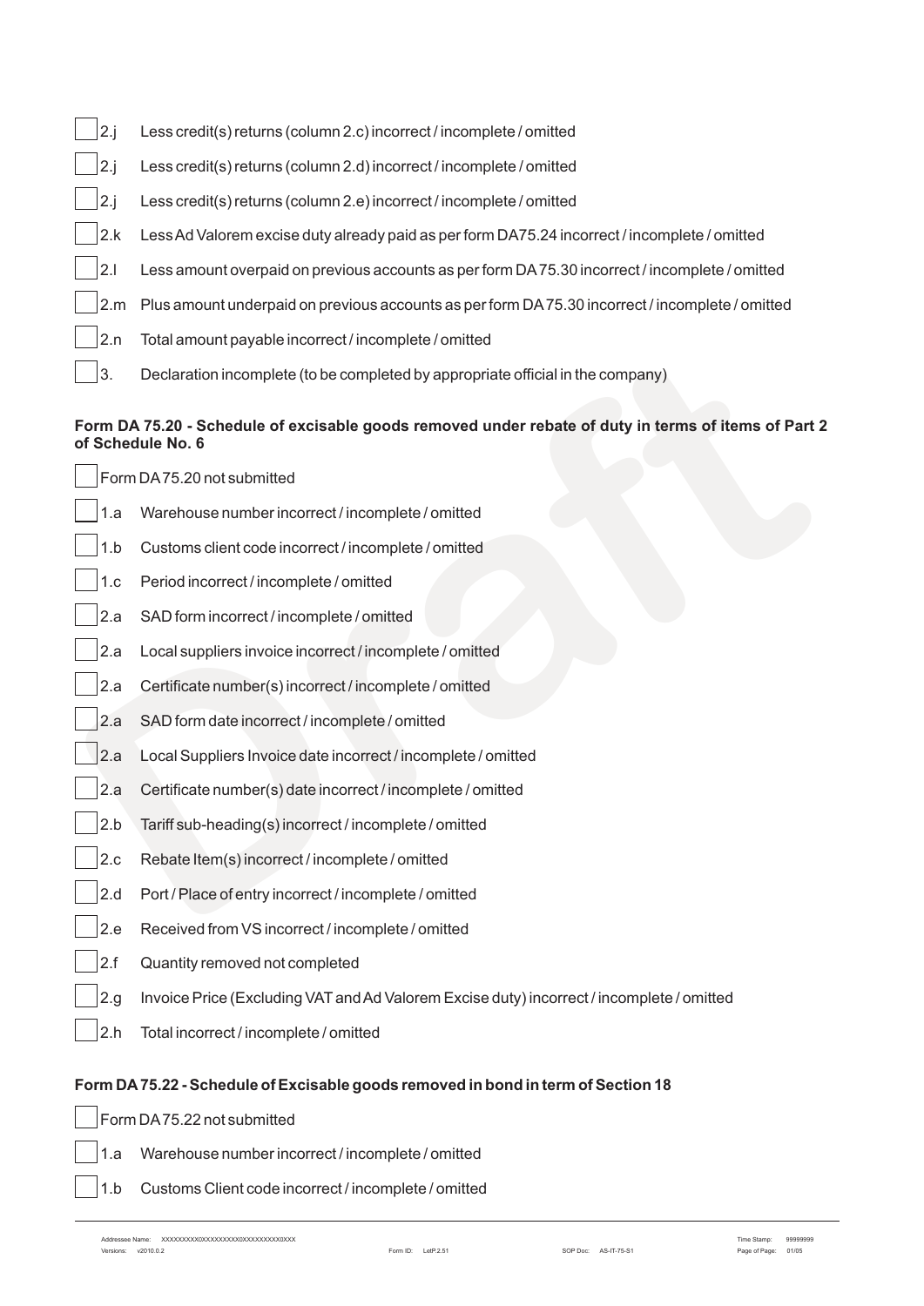- [ ] 2.j Less credit(s) returns (column 2.c) incorrect / incomplete / omitted
- [ ] 2.j Less credit(s) returns (column 2.d) incorrect / incomplete / omitted
- [ ] 2.j Less credit(s) returns (column 2.e) incorrect / incomplete / omitted
- [ ] 2.k Less Ad Valorem excise duty already paid as per form DA75.24 incorrect / incomplete / omitted
- [ ] 2.l Less amount overpaid on previous accounts as per form DA 75.30 incorrect / incomplete / omitted
- [ ] 2.m Plus amount underpaid on previous accounts as per form DA 75.30 incorrect / incomplete / omitted
- [ ] 2.n Total amount payable incorrect / incomplete / omitted
- [ ] 3. Declaration incomplete (to be completed by appropriate official in the company)

**Form DA 75.20 - Schedule of excisable goods removed under rebate of duty in terms of items of Part 2 of Schedule No. 6**

- [ ] Form DA 75.20 not submitted
- [ ] 1.a Warehouse number incorrect / incomplete / omitted
- [ ] 1.b Customs client code incorrect / incomplete / omitted
- [ ] 1.c Period incorrect / incomplete / omitted
- [ ] 2.a SAD form incorrect / incomplete / omitted
- [ ] 2.a Local suppliers invoice incorrect / incomplete / omitted
- [ ] 2.a Certificate number(s) incorrect / incomplete / omitted
- [ ] 2.a SAD form date incorrect / incomplete / omitted
- [ ] 2.a Local Suppliers Invoice date incorrect / incomplete / omitted
- [ ] 2.a Certificate number(s) date incorrect / incomplete / omitted
- [ ] 2.b Tariff sub-heading(s) incorrect / incomplete / omitted
- [ ] 2.c Rebate Item(s) incorrect / incomplete / omitted
- [ ] 2.d Port / Place of entry incorrect / incomplete / omitted
- [ ] 2.e Received from VS incorrect / incomplete / omitted
- [ ] 2.f Quantity removed not completed
- [ ] 2.g Invoice Price (Excluding VAT and Ad Valorem Excise duty) incorrect / incomplete / omitted
- [ ] 2.h Total incorrect / incomplete / omitted

**Form DA 75.22 - Schedule of Excisable goods removed in bond in term of Section 18**

- [ ] Form DA 75.22 not submitted
- [ ] 1.a Warehouse number incorrect / incomplete / omitted
- [ ] 1.b Customs Client code incorrect / incomplete / omitted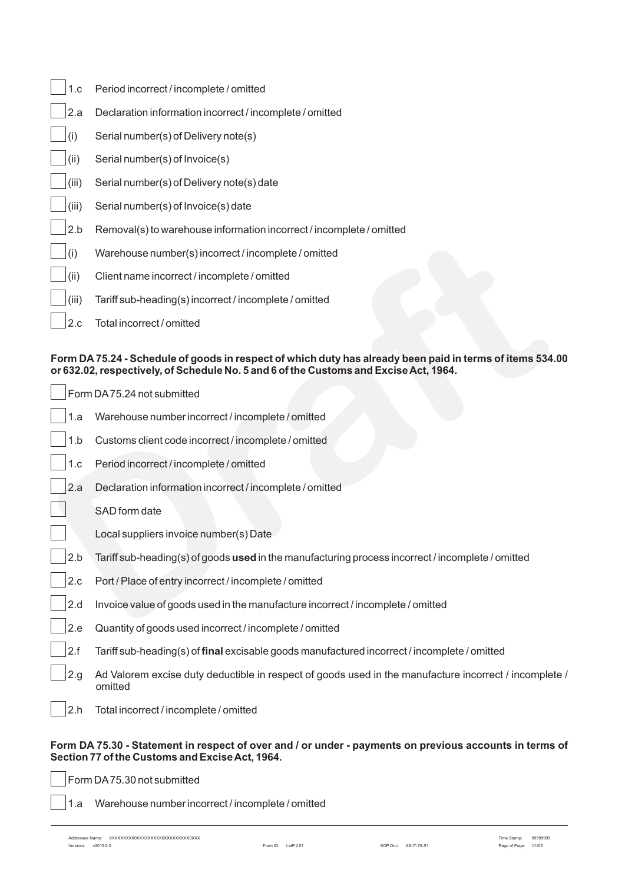- [ ] 1.c Period incorrect / incomplete / omitted
- [ ] 2.a Declaration information incorrect / incomplete / omitted
- [ ] (i) Serial number(s) of Delivery note(s)
- [ ] (ii) Serial number(s) of Invoice(s)
- [ ] (iii) Serial number(s) of Delivery note(s) date
- [ ] (iii) Serial number(s) of Invoice(s) date
- [ ] 2.b Removal(s) to warehouse information incorrect / incomplete / omitted
- [ ] (i) Warehouse number(s) incorrect / incomplete / omitted
- [ ] (ii) Client name incorrect / incomplete / omitted
- [ ] (iii) Tariff sub-heading(s) incorrect / incomplete / omitted
- [ ] 2.c Total incorrect / omitted

**Form DA 75.24 - Schedule of goods in respect of which duty has already been paid in terms of items 534.00 or 632.02, respectively, of Schedule No. 5 and 6 of the Customs and Excise Act, 1964.**

- [ ] Form DA 75.24 not submitted
- [ ] 1.a Warehouse number incorrect / incomplete / omitted
- [ ] 1.b Customs client code incorrect / incomplete / omitted
- [ ] 1.c Period incorrect / incomplete / omitted
- [ ] 2.a Declaration information incorrect / incomplete / omitted
- [ ] SAD form date
- [ ] Local suppliers invoice number(s) Date
- [ ] 2.b Tariff sub-heading(s) of goods **used** in the manufacturing process incorrect / incomplete / omitted
- [ ] 2.c Port / Place of entry incorrect / incomplete / omitted
- [ ] 2.d Invoice value of goods used in the manufacture incorrect / incomplete / omitted
- [ ] 2.e Quantity of goods used incorrect / incomplete / omitted
- [ ] 2.f Tariff sub-heading(s) of **final** excisable goods manufactured incorrect / incomplete / omitted
- [ ] 2.g Ad Valorem excise duty deductible in respect of goods used in the manufacture incorrect / incomplete / omitted
- [ ] 2.h Total incorrect / incomplete / omitted

**Form DA 75.30 - Statement in respect of over and / or under - payments on previous accounts in terms of Section 77 of the Customs and Excise Act, 1964.**

- [ ] Form DA 75.30 not submitted
- [ ] 1.a Warehouse number incorrect / incomplete / omitted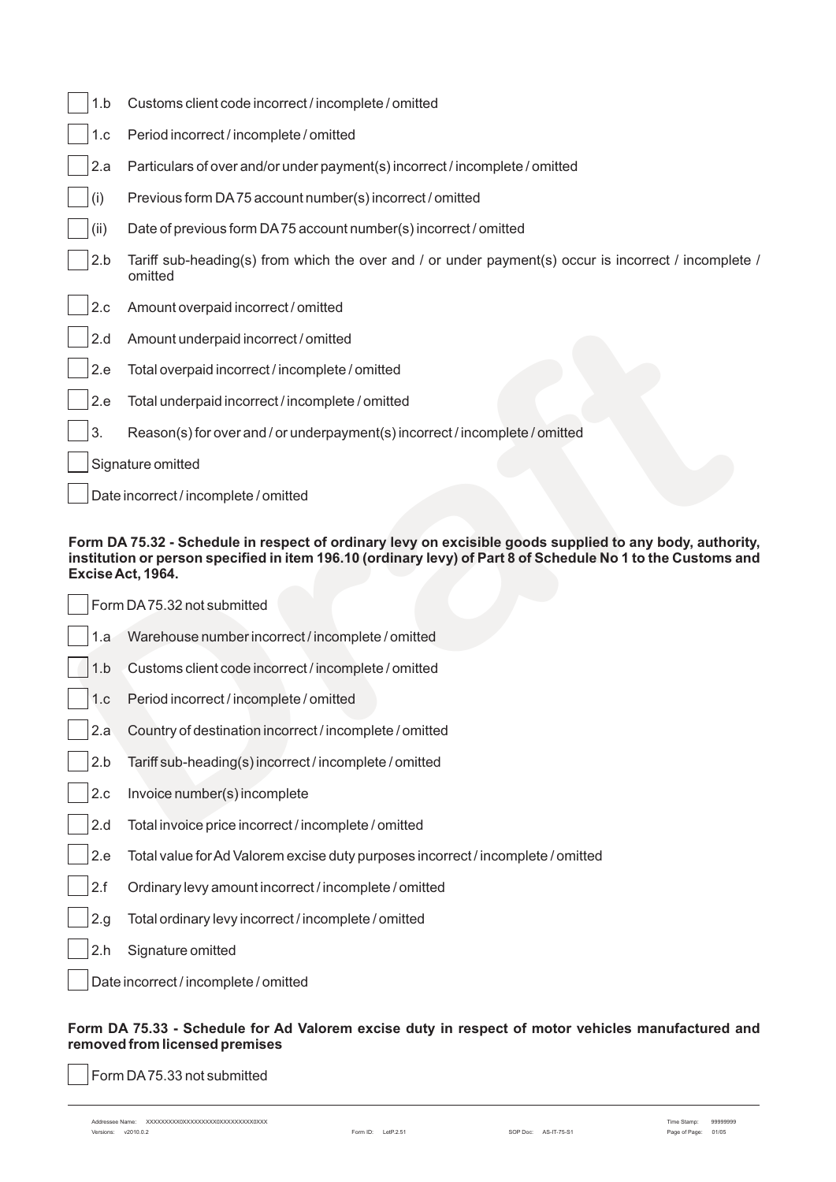- [ ] 1.b Customs client code incorrect / incomplete / omitted
- [ ] 1.c Period incorrect / incomplete / omitted
- [ ] 2.a Particulars of over and/or under payment(s) incorrect / incomplete / omitted
- [ ] (i) Previous form DA 75 account number(s) incorrect / omitted
- [ ] (ii) Date of previous form DA 75 account number(s) incorrect / omitted
- [ ] 2.b Tariff sub-heading(s) from which the over and / or under payment(s) occur is incorrect / incomplete / omitted
- [ ] 2.c Amount overpaid incorrect / omitted
- [ ] 2.d Amount underpaid incorrect / omitted
- [ ] 2.e Total overpaid incorrect / incomplete / omitted
- [ ] 2.e Total underpaid incorrect / incomplete / omitted
- [ ] 3. Reason(s) for over and / or underpayment(s) incorrect / incomplete / omitted
- [ ] Signature omitted
- [ ] Date incorrect / incomplete / omitted

**Form DA 75.32 - Schedule in respect of ordinary levy on excisible goods supplied to any body, authority, institution or person specified in item 196.10 (ordinary levy) of Part 8 of Schedule No 1 to the Customs and Excise Act, 1964.**

- [ ] Form DA 75.32 not submitted
- [ ] 1.a Warehouse number incorrect / incomplete / omitted
- [ ] 1.b Customs client code incorrect / incomplete / omitted
- [ ] 1.c Period incorrect / incomplete / omitted
- [ ] 2.a Country of destination incorrect / incomplete / omitted
- [ ] 2.b Tariff sub-heading(s) incorrect / incomplete / omitted
- [ ] 2.c Invoice number(s) incomplete
- [ ] 2.d Total invoice price incorrect / incomplete / omitted
- [ ] 2.e Total value for Ad Valorem excise duty purposes incorrect / incomplete / omitted
- [ ] 2.f Ordinary levy amount incorrect / incomplete / omitted
- [ ] 2.g Total ordinary levy incorrect / incomplete / omitted
- [ ] 2.h Signature omitted
- [ ] Date incorrect / incomplete / omitted

**Form DA 75.33 - Schedule for Ad Valorem excise duty in respect of motor vehicles manufactured and removed from licensed premises**

- [ ] Form DA 75.33 not submitted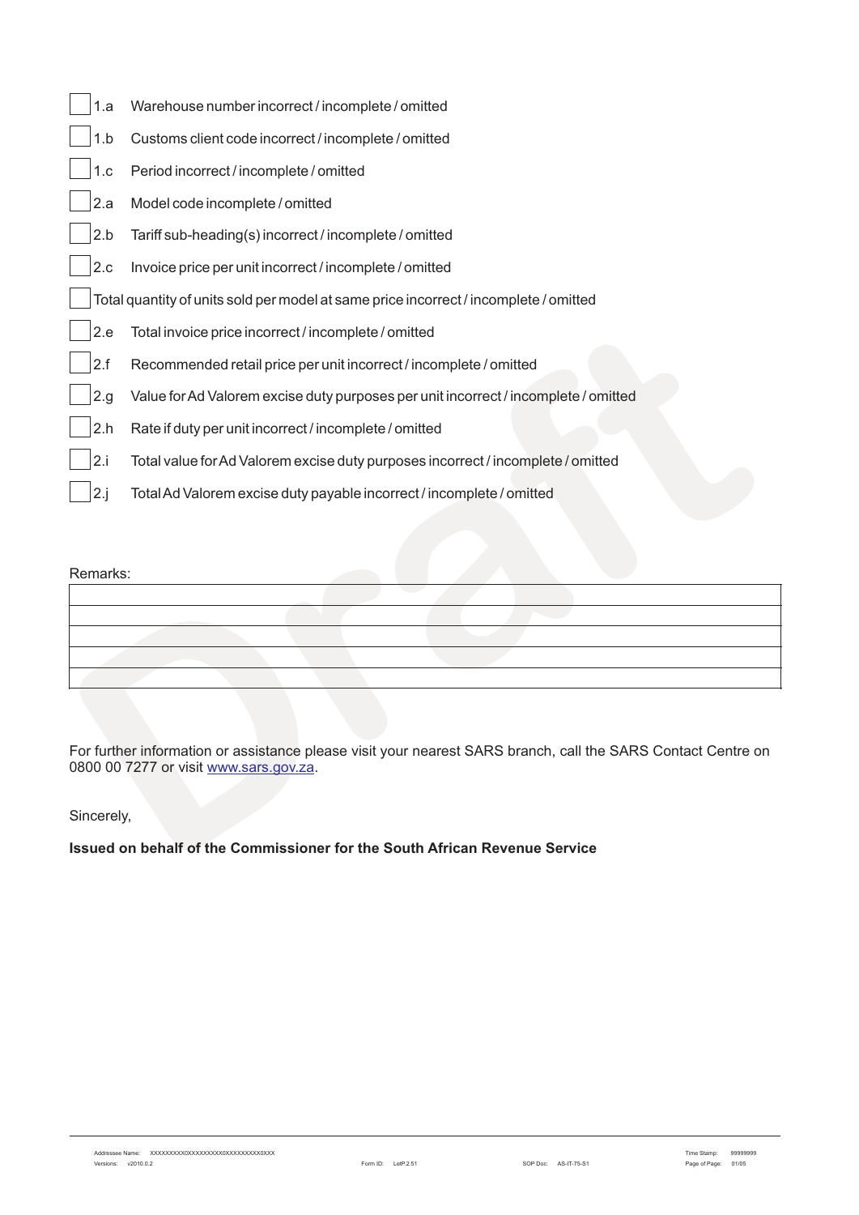- [ ] 1.a Warehouse number incorrect / incomplete / omitted
- [ ] 1.b Customs client code incorrect / incomplete / omitted
- [ ] 1.c Period incorrect / incomplete / omitted
- [ ] 2.a Model code incomplete / omitted
- [ ] 2.b Tariff sub-heading(s) incorrect / incomplete / omitted
- [ ] 2.c Invoice price per unit incorrect / incomplete / omitted
- [ ] Total quantity of units sold per model at same price incorrect / incomplete / omitted
- [ ] 2.e Total invoice price incorrect / incomplete / omitted
- [ ] 2.f Recommended retail price per unit incorrect / incomplete / omitted
- [ ] 2.g Value for Ad Valorem excise duty purposes per unit incorrect / incomplete / omitted
- [ ] 2.h Rate if duty per unit incorrect / incomplete / omitted
- [ ] 2.i Total value for Ad Valorem excise duty purposes incorrect / incomplete / omitted
- [ ] 2.j Total Ad Valorem excise duty payable incorrect / incomplete / omitted

Remarks:

| |
|---|
| |
| |
| |
| |
| |

For further information or assistance please visit your nearest SARS branch, call the SARS Contact Centre on 0800 00 7277 or visit www.sars.gov.za.

Sincerely,

**Issued on behalf of the Commissioner for the South African Revenue Service**

Addressee Name: XXXXXXXXX0XXXXXXXXX0XXXXXXXXX0XXX
Versions: v2010.0.2
Form ID: LetP.2.51
SOP Doc: AS-IT-75-S1
Time Stamp: 99999999